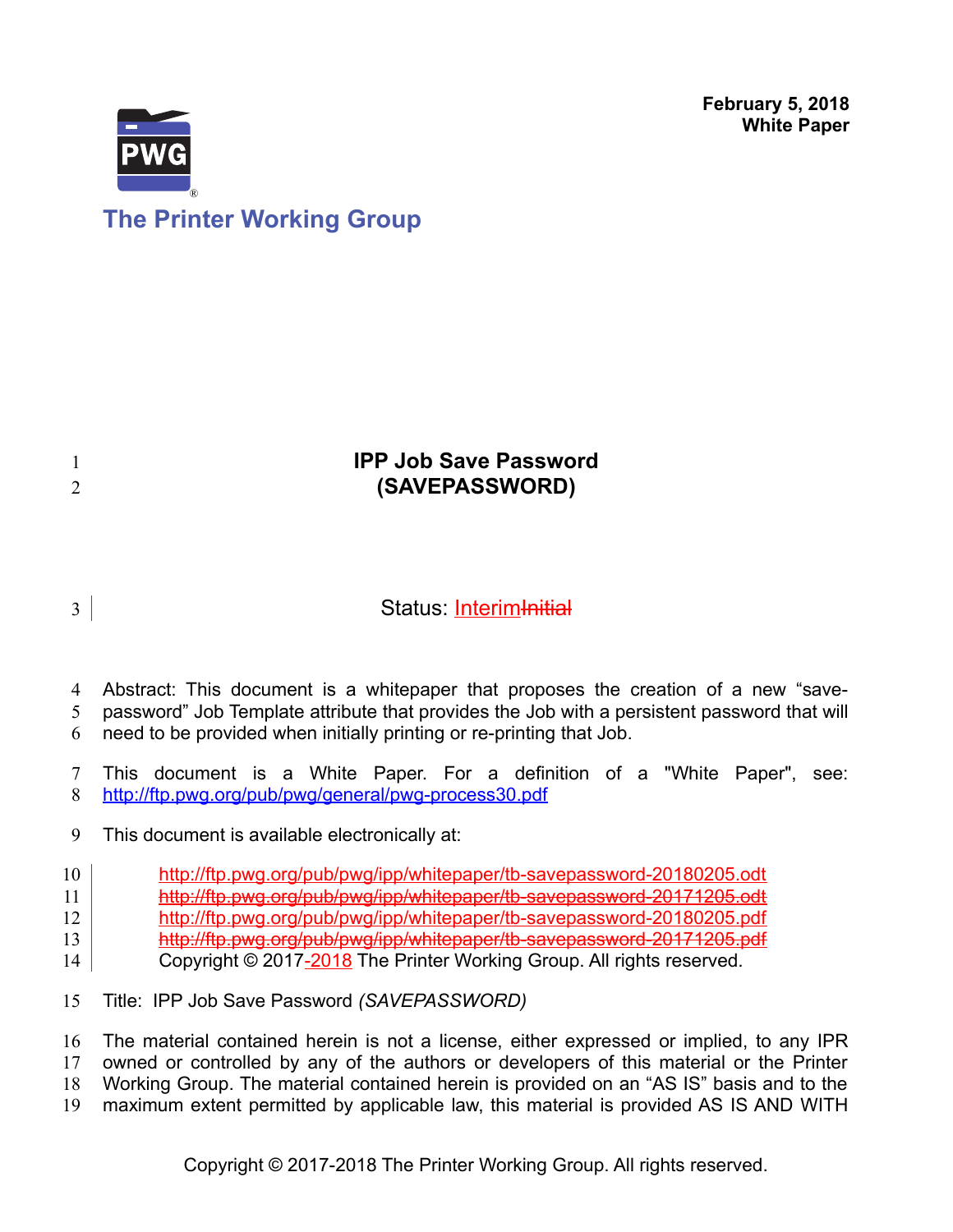February 5, 2018
**White Paper**

**The Printer Working Group**

# IPP Job Save Password (SAVEPASSWORD)

Status: Interim~~Initial~~

Abstract: This document is a whitepaper that proposes the creation of a new "save-password" Job Template attribute that provides the Job with a persistent password that will need to be provided when initially printing or re-printing that Job.

This document is a White Paper. For a definition of a "White Paper", see: http://ftp.pwg.org/pub/pwg/general/pwg-process30.pdf

This document is available electronically at:

http://ftp.pwg.org/pub/pwg/ipp/whitepaper/tb-savepassword-20180205.odt
~~http://ftp.pwg.org/pub/pwg/ipp/whitepaper/tb-savepassword-20171205.odt~~
http://ftp.pwg.org/pub/pwg/ipp/whitepaper/tb-savepassword-20180205.pdf
~~http://ftp.pwg.org/pub/pwg/ipp/whitepaper/tb-savepassword-20171205.pdf~~
Copyright © 2017-2018 The Printer Working Group. All rights reserved.

Title: IPP Job Save Password *(SAVEPASSWORD)*

The material contained herein is not a license, either expressed or implied, to any IPR owned or controlled by any of the authors or developers of this material or the Printer Working Group. The material contained herein is provided on an "AS IS" basis and to the maximum extent permitted by applicable law, this material is provided AS IS AND WITH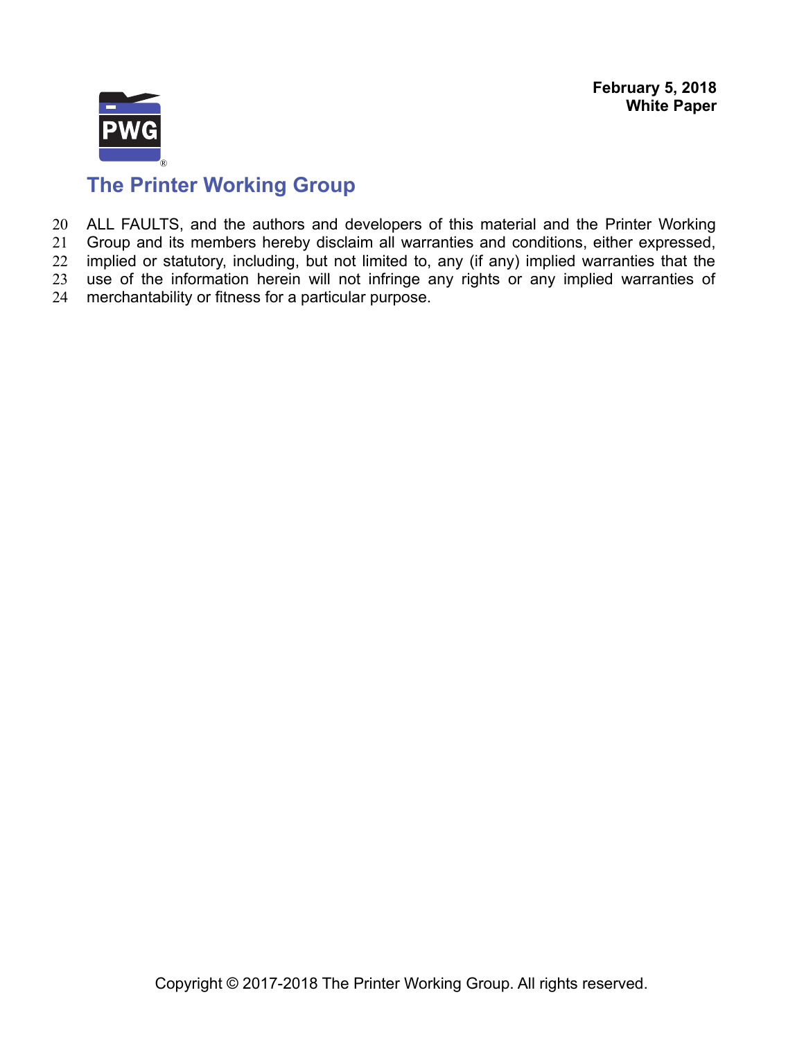ALL FAULTS, and the authors and developers of this material and the Printer Working Group and its members hereby disclaim all warranties and conditions, either expressed, implied or statutory, including, but not limited to, any (if any) implied warranties that the use of the information herein will not infringe any rights or any implied warranties of merchantability or fitness for a particular purpose.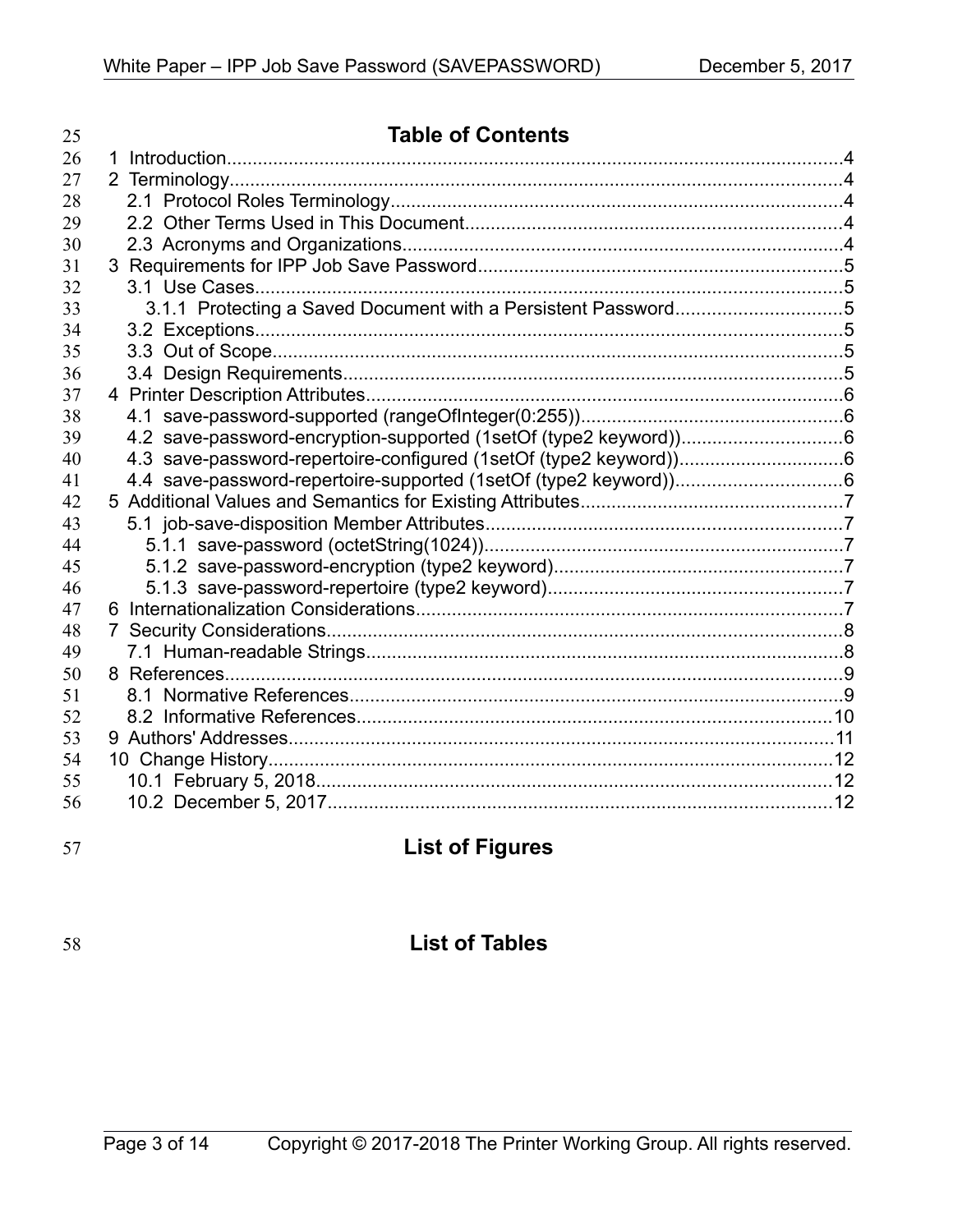# Table of Contents

- 1 Introduction....................................................................................................................4
- 2 Terminology....................................................................................................................4
  - 2.1 Protocol Roles Terminology......................................................................................4
  - 2.2 Other Terms Used in This Document.........................................................................4
  - 2.3 Acronyms and Organizations....................................................................................4
- 3 Requirements for IPP Job Save Password.......................................................................5
  - 3.1 Use Cases.................................................................................................................5
    - 3.1.1 Protecting a Saved Document with a Persistent Password................................5
  - 3.2 Exceptions.................................................................................................................5
  - 3.3 Out of Scope..............................................................................................................5
  - 3.4 Design Requirements................................................................................................5
- 4 Printer Description Attributes............................................................................................6
  - 4.1 save-password-supported (rangeOfInteger(0:255))..................................................6
  - 4.2 save-password-encryption-supported (1setOf (type2 keyword))...............................6
  - 4.3 save-password-repertoire-configured (1setOf (type2 keyword))................................6
  - 4.4 save-password-repertoire-supported (1setOf (type2 keyword))................................6
- 5 Additional Values and Semantics for Existing Attributes..................................................7
  - 5.1 job-save-disposition Member Attributes.....................................................................7
    - 5.1.1 save-password (octetString(1024))....................................................................7
    - 5.1.2 save-password-encryption (type2 keyword)........................................................7
    - 5.1.3 save-password-repertoire (type2 keyword).........................................................7
- 6 Internationalization Considerations..................................................................................7
- 7 Security Considerations...................................................................................................8
  - 7.1 Human-readable Strings............................................................................................8
- 8 References......................................................................................................................9
  - 8.1 Normative References...............................................................................................9
  - 8.2 Informative References............................................................................................10
- 9 Authors' Addresses.........................................................................................................11
- 10 Change History.............................................................................................................12
  - 10.1 February 5, 2018....................................................................................................12
  - 10.2 December 5, 2017...................................................................................................12

# List of Figures

# List of Tables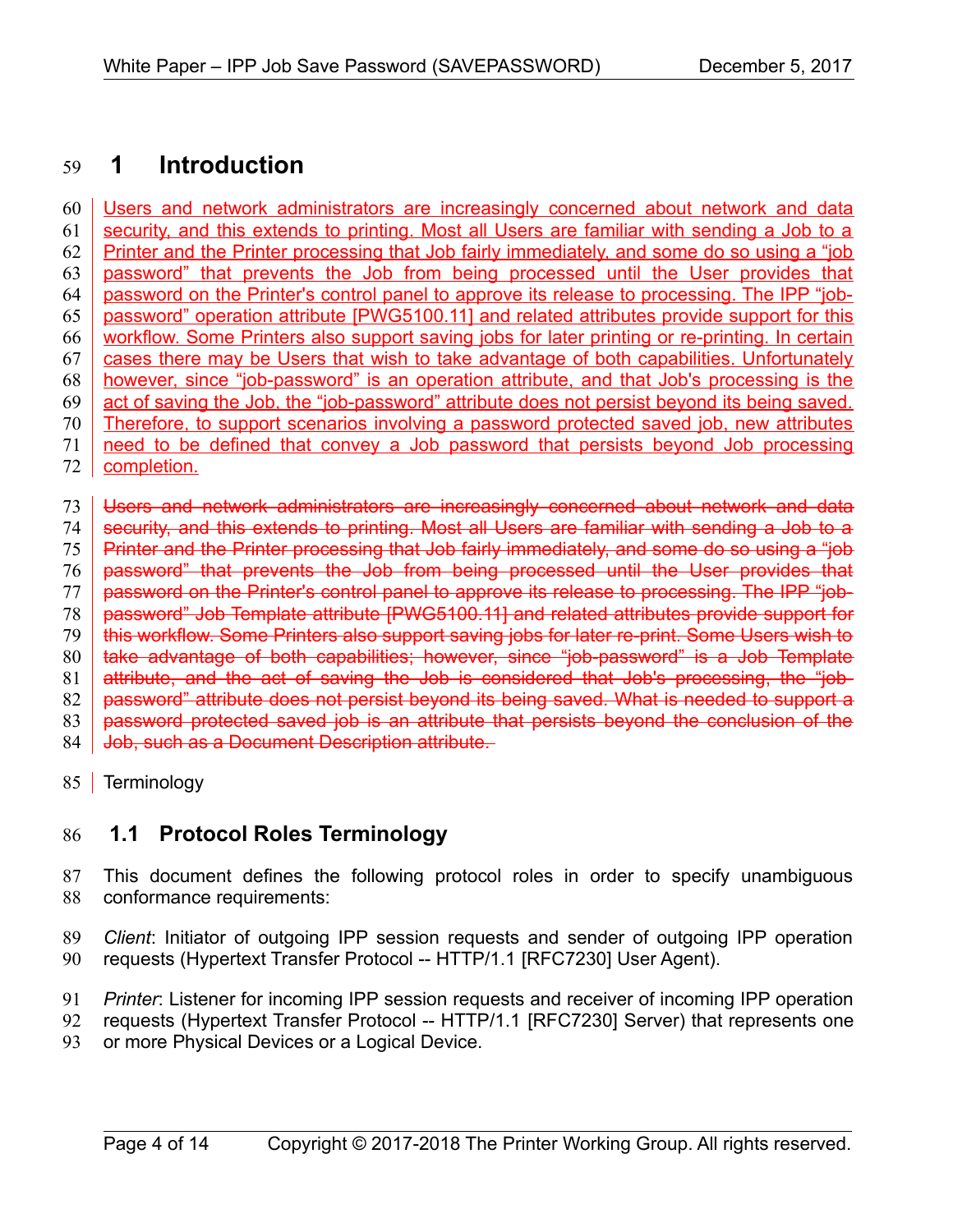# 1 Introduction

Users and network administrators are increasingly concerned about network and data security, and this extends to printing. Most all Users are familiar with sending a Job to a Printer and the Printer processing that Job fairly immediately, and some do so using a "job password" that prevents the Job from being processed until the User provides that password on the Printer's control panel to approve its release to processing. The IPP "job-password" operation attribute [PWG5100.11] and related attributes provide support for this workflow. Some Printers also support saving jobs for later printing or re-printing. In certain cases there may be Users that wish to take advantage of both capabilities. Unfortunately however, since "job-password" is an operation attribute, and that Job's processing is the act of saving the Job, the "job-password" attribute does not persist beyond its being saved. Therefore, to support scenarios involving a password protected saved job, new attributes need to be defined that convey a Job password that persists beyond Job processing completion.

~~Users and network administrators are increasingly concerned about network and data security, and this extends to printing. Most all Users are familiar with sending a Job to a Printer and the Printer processing that Job fairly immediately, and some do so using a "job password" that prevents the Job from being processed until the User provides that password on the Printer's control panel to approve its release to processing. The IPP "job-password" Job Template attribute [PWG5100.11] and related attributes provide support for this workflow. Some Printers also support saving jobs for later re-print. Some Users wish to take advantage of both capabilities; however, since "job-password" is a Job Template attribute, and the act of saving the Job is considered that Job's processing, the "job-password" attribute does not persist beyond its being saved. What is needed to support a password protected saved job is an attribute that persists beyond the conclusion of the Job, such as a Document Description attribute.~~

Terminology

## 1.1 Protocol Roles Terminology

This document defines the following protocol roles in order to specify unambiguous conformance requirements:

*Client*: Initiator of outgoing IPP session requests and sender of outgoing IPP operation requests (Hypertext Transfer Protocol -- HTTP/1.1 [RFC7230] User Agent).

*Printer*: Listener for incoming IPP session requests and receiver of incoming IPP operation requests (Hypertext Transfer Protocol -- HTTP/1.1 [RFC7230] Server) that represents one or more Physical Devices or a Logical Device.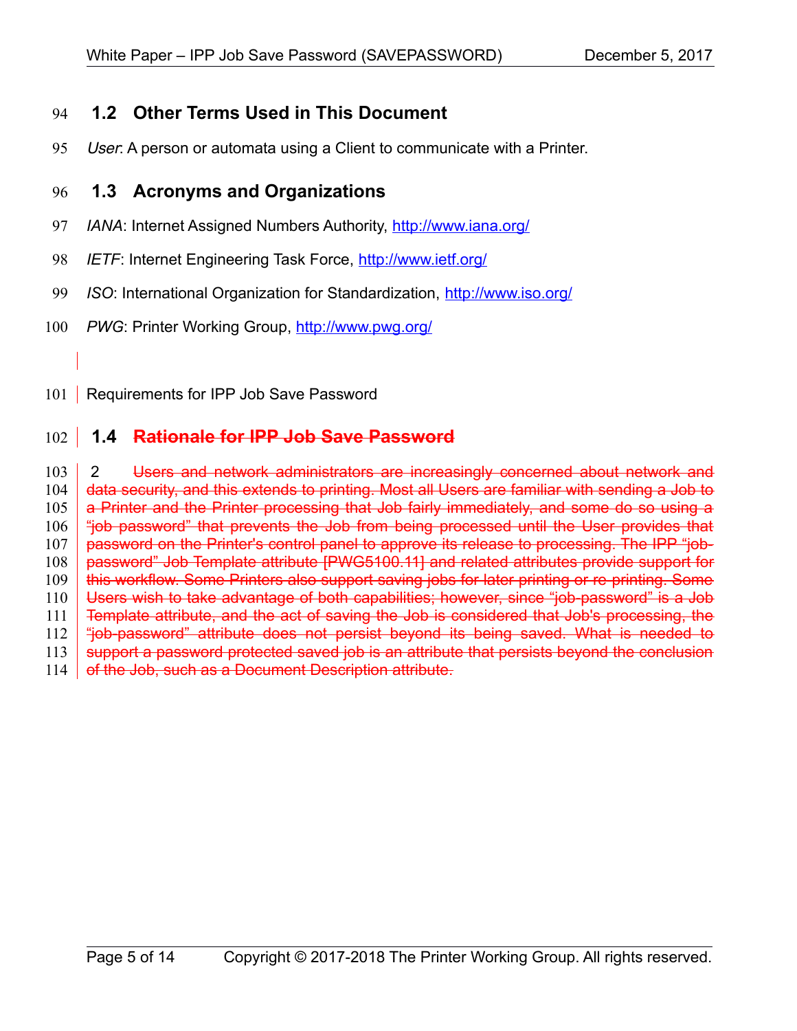## 1.2 Other Terms Used in This Document

*User*: A person or automata using a Client to communicate with a Printer.

## 1.3 Acronyms and Organizations

*IANA*: Internet Assigned Numbers Authority, http://www.iana.org/

*IETF*: Internet Engineering Task Force, http://www.ietf.org/

*ISO*: International Organization for Standardization, http://www.iso.org/

*PWG*: Printer Working Group, http://www.pwg.org/

Requirements for IPP Job Save Password

## 1.4 ~~Rationale for IPP Job Save Password~~

2 ~~Users and network administrators are increasingly concerned about network and data security, and this extends to printing. Most all Users are familiar with sending a Job to a Printer and the Printer processing that Job fairly immediately, and some do so using a "job password" that prevents the Job from being processed until the User provides that password on the Printer's control panel to approve its release to processing. The IPP "job-password" Job Template attribute [PWG5100.11] and related attributes provide support for this workflow. Some Printers also support saving jobs for later printing or re-printing. Some Users wish to take advantage of both capabilities; however, since "job-password" is a Job Template attribute, and the act of saving the Job is considered that Job's processing, the "job-password" attribute does not persist beyond its being saved. What is needed to support a password protected saved job is an attribute that persists beyond the conclusion of the Job, such as a Document Description attribute.~~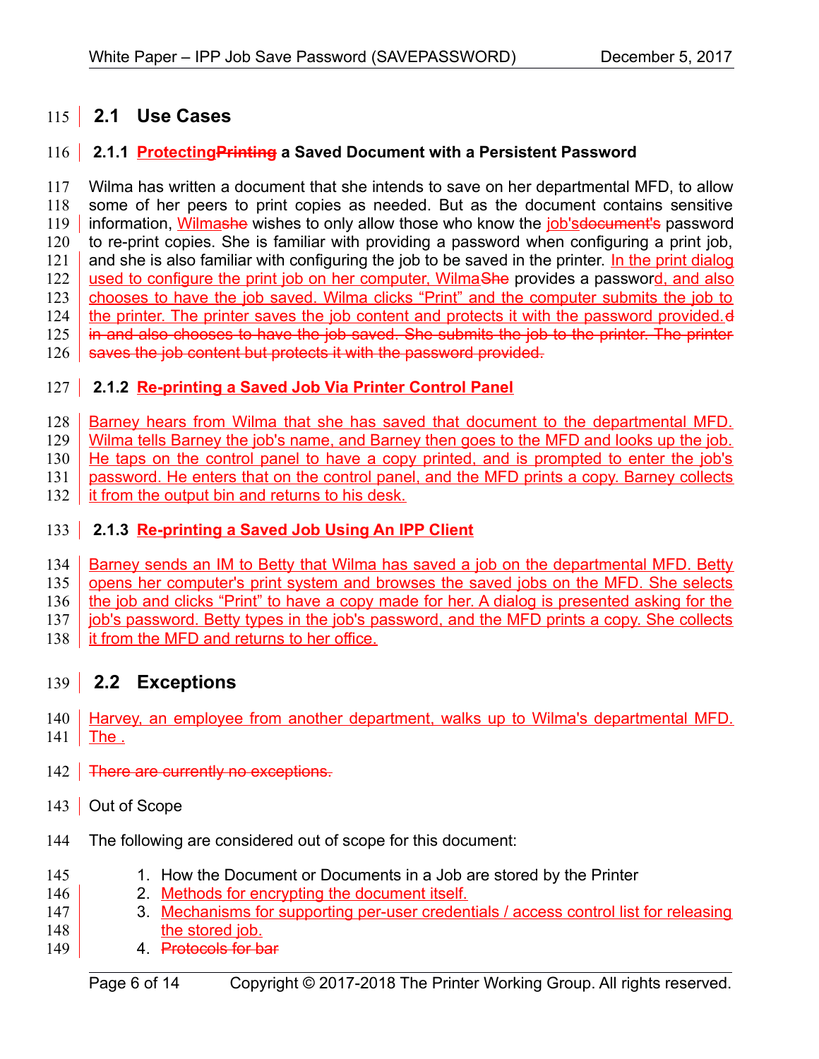## 2.1 Use Cases

### 2.1.1 Protecting~~Printing~~ a Saved Document with a Persistent Password

Wilma has written a document that she intends to save on her departmental MFD, to allow some of her peers to print copies as needed. But as the document contains sensitive information, Wilma~~she~~ wishes to only allow those who know the job's~~document's~~ password to re-print copies. She is familiar with providing a password when configuring a print job, and she is also familiar with configuring the job to be saved in the printer. In the print dialog used to configure the print job on her computer, Wilma~~She~~ provides a password, and also chooses to have the job saved. Wilma clicks "Print" and the computer submits the job to the printer. The printer saves the job content and protects it with the password provided.~~d in and also chooses to have the job saved. She submits the job to the printer. The printer saves the job content but protects it with the password provided.~~

### 2.1.2 Re-printing a Saved Job Via Printer Control Panel

Barney hears from Wilma that she has saved that document to the departmental MFD. Wilma tells Barney the job's name, and Barney then goes to the MFD and looks up the job. He taps on the control panel to have a copy printed, and is prompted to enter the job's password. He enters that on the control panel, and the MFD prints a copy. Barney collects it from the output bin and returns to his desk.

### 2.1.3 Re-printing a Saved Job Using An IPP Client

Barney sends an IM to Betty that Wilma has saved a job on the departmental MFD. Betty opens her computer's print system and browses the saved jobs on the MFD. She selects the job and clicks "Print" to have a copy made for her. A dialog is presented asking for the job's password. Betty types in the job's password, and the MFD prints a copy. She collects it from the MFD and returns to her office.

## 2.2 Exceptions

Harvey, an employee from another department, walks up to Wilma's departmental MFD. The .

~~There are currently no exceptions.~~

Out of Scope

The following are considered out of scope for this document:

1. How the Document or Documents in a Job are stored by the Printer
2. Methods for encrypting the document itself.
3. Mechanisms for supporting per-user credentials / access control list for releasing the stored job.
4. ~~Protocols for bar~~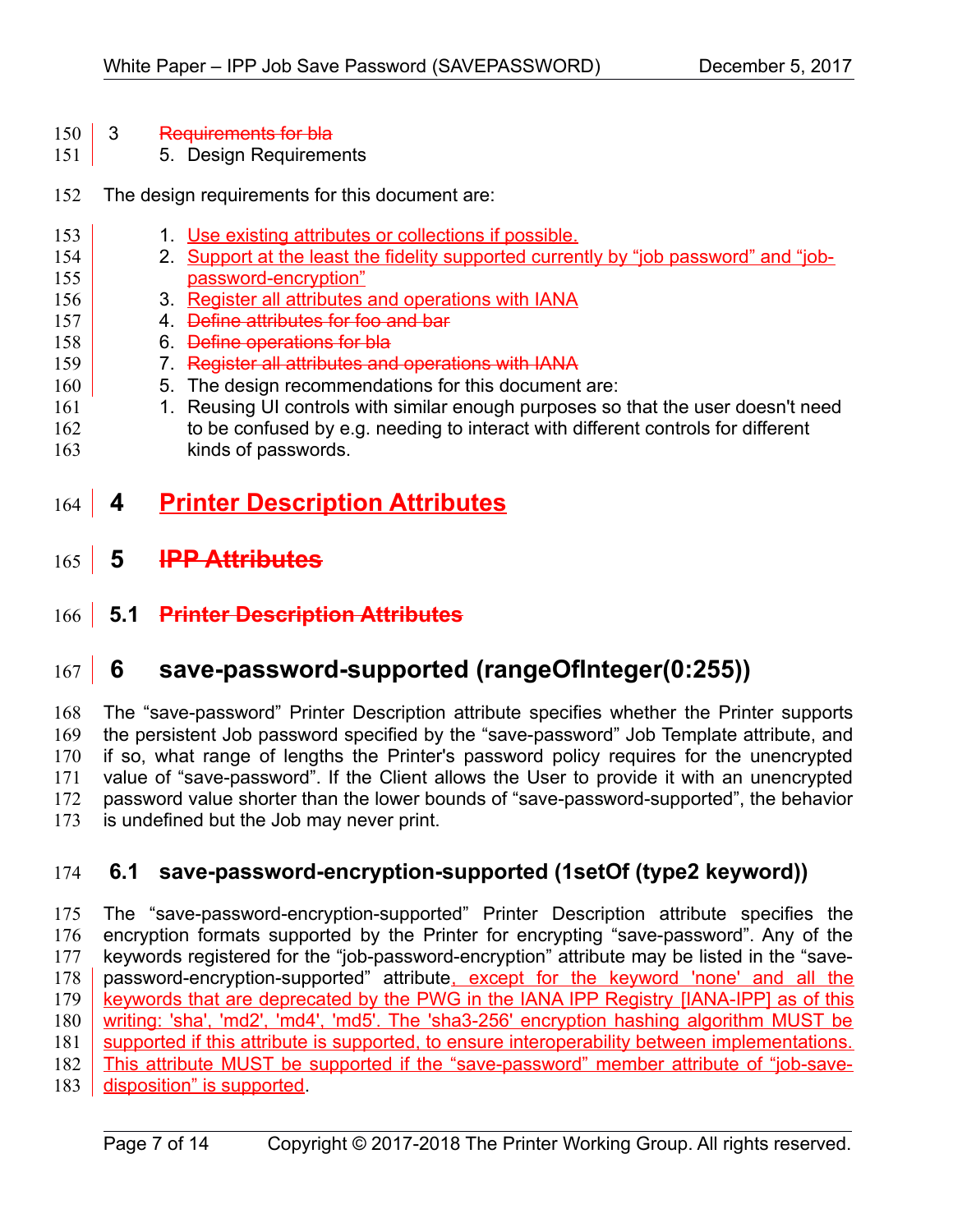3 ~~Requirements for bla~~

## 5. Design Requirements

The design requirements for this document are:

1. Use existing attributes or collections if possible.
2. Support at the least the fidelity supported currently by "job password" and "job-password-encryption"
3. Register all attributes and operations with IANA
4. ~~Define attributes for foo and bar~~
6. ~~Define operations for bla~~
7. ~~Register all attributes and operations with IANA~~
5. The design recommendations for this document are:
1. Reusing UI controls with similar enough purposes so that the user doesn't need to be confused by e.g. needing to interact with different controls for different kinds of passwords.

# 4 Printer Description Attributes

# 5 ~~IPP Attributes~~

## 5.1 ~~Printer Description Attributes~~

# 6 save-password-supported (rangeOfInteger(0:255))

The "save-password" Printer Description attribute specifies whether the Printer supports the persistent Job password specified by the "save-password" Job Template attribute, and if so, what range of lengths the Printer's password policy requires for the unencrypted value of "save-password". If the Client allows the User to provide it with an unencrypted password value shorter than the lower bounds of "save-password-supported", the behavior is undefined but the Job may never print.

## 6.1 save-password-encryption-supported (1setOf (type2 keyword))

The "save-password-encryption-supported" Printer Description attribute specifies the encryption formats supported by the Printer for encrypting "save-password". Any of the keywords registered for the "job-password-encryption" attribute may be listed in the "save-password-encryption-supported" attribute, except for the keyword 'none' and all the keywords that are deprecated by the PWG in the IANA IPP Registry [IANA-IPP] as of this writing: 'sha', 'md2', 'md4', 'md5'. The 'sha3-256' encryption hashing algorithm MUST be supported if this attribute is supported, to ensure interoperability between implementations. This attribute MUST be supported if the "save-password" member attribute of "job-save-disposition" is supported.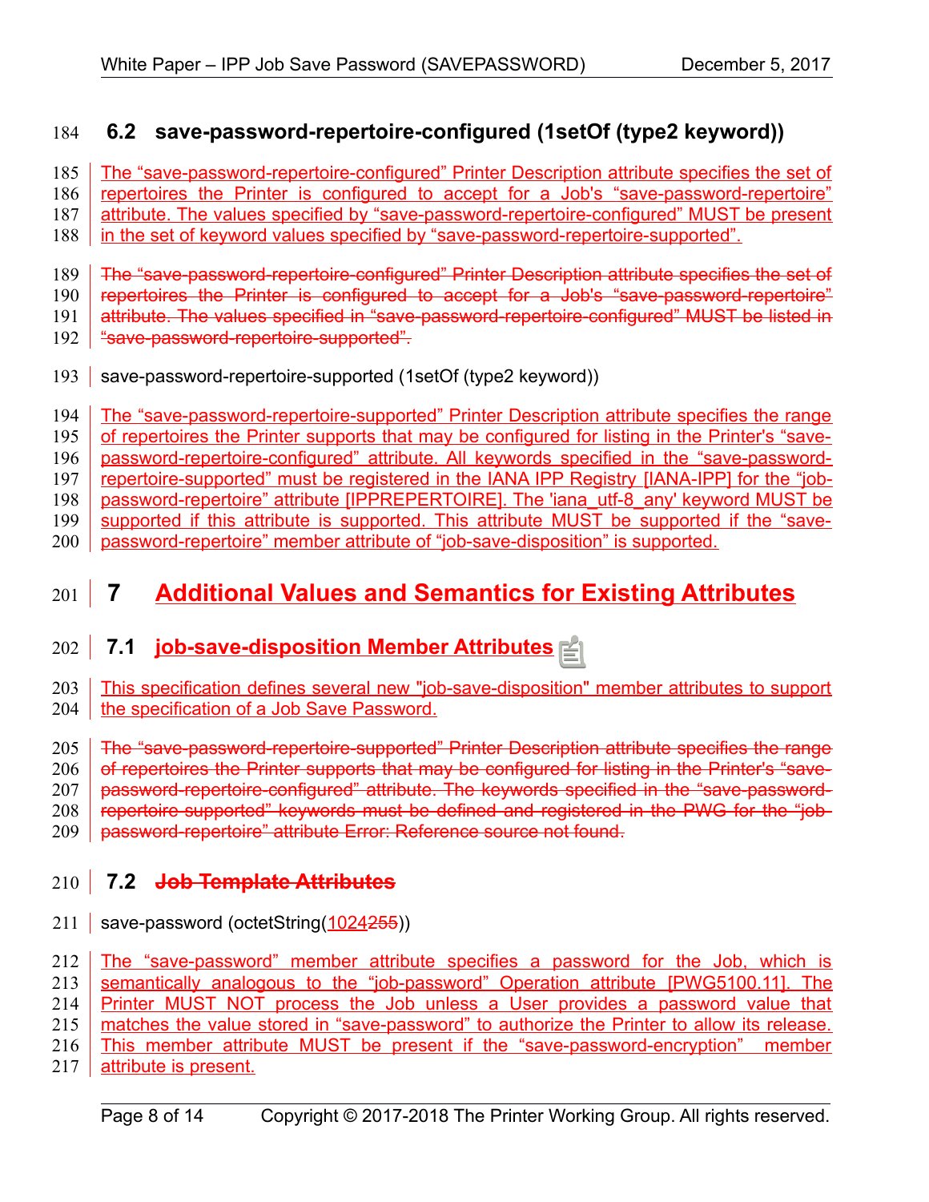## 6.2 save-password-repertoire-configured (1setOf (type2 keyword))

The "save-password-repertoire-configured" Printer Description attribute specifies the set of repertoires the Printer is configured to accept for a Job's "save-password-repertoire" attribute. The values specified by "save-password-repertoire-configured" MUST be present in the set of keyword values specified by "save-password-repertoire-supported".

~~The "save-password-repertoire-configured" Printer Description attribute specifies the set of repertoires the Printer is configured to accept for a Job's "save-password-repertoire" attribute. The values specified in "save-password-repertoire-configured" MUST be listed in "save-password-repertoire-supported".~~

save-password-repertoire-supported (1setOf (type2 keyword))

The "save-password-repertoire-supported" Printer Description attribute specifies the range of repertoires the Printer supports that may be configured for listing in the Printer's "save-password-repertoire-configured" attribute. All keywords specified in the "save-password-repertoire-supported" must be registered in the IANA IPP Registry [IANA-IPP] for the "job-password-repertoire" attribute [IPPREPERTOIRE]. The 'iana_utf-8_any' keyword MUST be supported if this attribute is supported. This attribute MUST be supported if the "save-password-repertoire" member attribute of "job-save-disposition" is supported.

# 7 Additional Values and Semantics for Existing Attributes

## 7.1 job-save-disposition Member Attributes

This specification defines several new "job-save-disposition" member attributes to support the specification of a Job Save Password.

~~The "save-password-repertoire-supported" Printer Description attribute specifies the range of repertoires the Printer supports that may be configured for listing in the Printer's "save-password-repertoire-configured" attribute. The keywords specified in the "save-password-repertoire-supported" keywords must be defined and registered in the PWG for the "job-password-repertoire" attribute Error: Reference source not found.~~

## 7.2 ~~Job Template Attributes~~

save-password (octetString(1024~~255~~))

The "save-password" member attribute specifies a password for the Job, which is semantically analogous to the "job-password" Operation attribute [PWG5100.11]. The Printer MUST NOT process the Job unless a User provides a password value that matches the value stored in "save-password" to authorize the Printer to allow its release. This member attribute MUST be present if the "save-password-encryption" member attribute is present.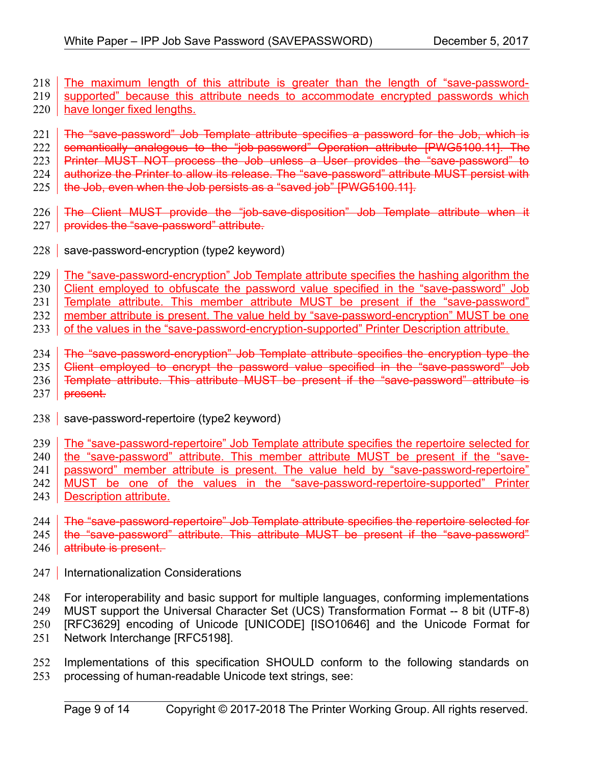The maximum length of this attribute is greater than the length of "save-password-supported" because this attribute needs to accommodate encrypted passwords which have longer fixed lengths.

~~The "save-password" Job Template attribute specifies a password for the Job, which is semantically analogous to the "job-password" Operation attribute [PWG5100.11]. The Printer MUST NOT process the Job unless a User provides the "save-password" to authorize the Printer to allow its release. The "save-password" attribute MUST persist with the Job, even when the Job persists as a "saved job" [PWG5100.11].~~

~~The Client MUST provide the "job-save-disposition" Job Template attribute when it provides the "save-password" attribute.~~

save-password-encryption (type2 keyword)

The "save-password-encryption" Job Template attribute specifies the hashing algorithm the Client employed to obfuscate the password value specified in the "save-password" Job Template attribute. This member attribute MUST be present if the "save-password" member attribute is present. The value held by "save-password-encryption" MUST be one of the values in the "save-password-encryption-supported" Printer Description attribute.

~~The "save-password-encryption" Job Template attribute specifies the encryption type the Client employed to encrypt the password value specified in the "save-password" Job Template attribute. This attribute MUST be present if the "save-password" attribute is present.~~

save-password-repertoire (type2 keyword)

The "save-password-repertoire" Job Template attribute specifies the repertoire selected for the "save-password" attribute. This member attribute MUST be present if the "save-password" member attribute is present. The value held by "save-password-repertoire" MUST be one of the values in the "save-password-repertoire-supported" Printer Description attribute.

~~The "save-password-repertoire" Job Template attribute specifies the repertoire selected for the "save-password" attribute. This attribute MUST be present if the "save-password" attribute is present.~~

Internationalization Considerations

For interoperability and basic support for multiple languages, conforming implementations MUST support the Universal Character Set (UCS) Transformation Format -- 8 bit (UTF-8) [RFC3629] encoding of Unicode [UNICODE] [ISO10646] and the Unicode Format for Network Interchange [RFC5198].

Implementations of this specification SHOULD conform to the following standards on processing of human-readable Unicode text strings, see: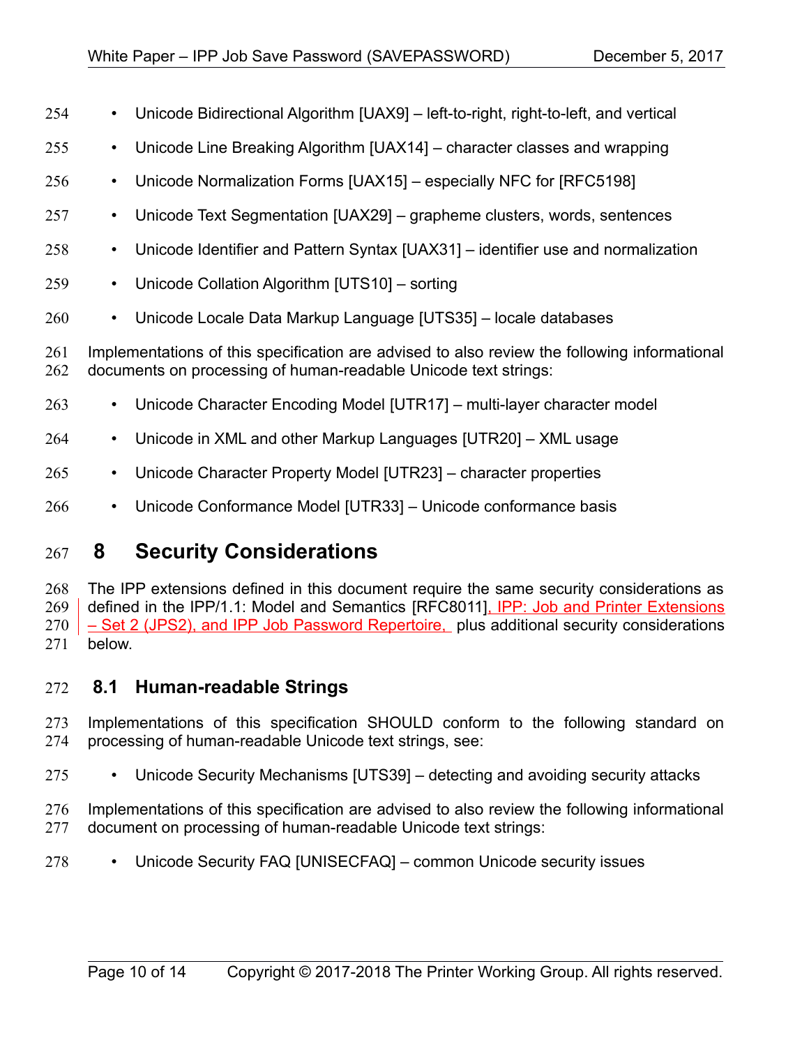- Unicode Bidirectional Algorithm [UAX9] – left-to-right, right-to-left, and vertical
- Unicode Line Breaking Algorithm [UAX14] – character classes and wrapping
- Unicode Normalization Forms [UAX15] – especially NFC for [RFC5198]
- Unicode Text Segmentation [UAX29] – grapheme clusters, words, sentences
- Unicode Identifier and Pattern Syntax [UAX31] – identifier use and normalization
- Unicode Collation Algorithm [UTS10] – sorting
- Unicode Locale Data Markup Language [UTS35] – locale databases

Implementations of this specification are advised to also review the following informational documents on processing of human-readable Unicode text strings:

- Unicode Character Encoding Model [UTR17] – multi-layer character model
- Unicode in XML and other Markup Languages [UTR20] – XML usage
- Unicode Character Property Model [UTR23] – character properties
- Unicode Conformance Model [UTR33] – Unicode conformance basis

# 8 Security Considerations

The IPP extensions defined in this document require the same security considerations as defined in the IPP/1.1: Model and Semantics [RFC8011], IPP: Job and Printer Extensions – Set 2 (JPS2), and IPP Job Password Repertoire, plus additional security considerations below.

## 8.1 Human-readable Strings

Implementations of this specification SHOULD conform to the following standard on processing of human-readable Unicode text strings, see:

- Unicode Security Mechanisms [UTS39] – detecting and avoiding security attacks

Implementations of this specification are advised to also review the following informational document on processing of human-readable Unicode text strings:

- Unicode Security FAQ [UNISECFAQ] – common Unicode security issues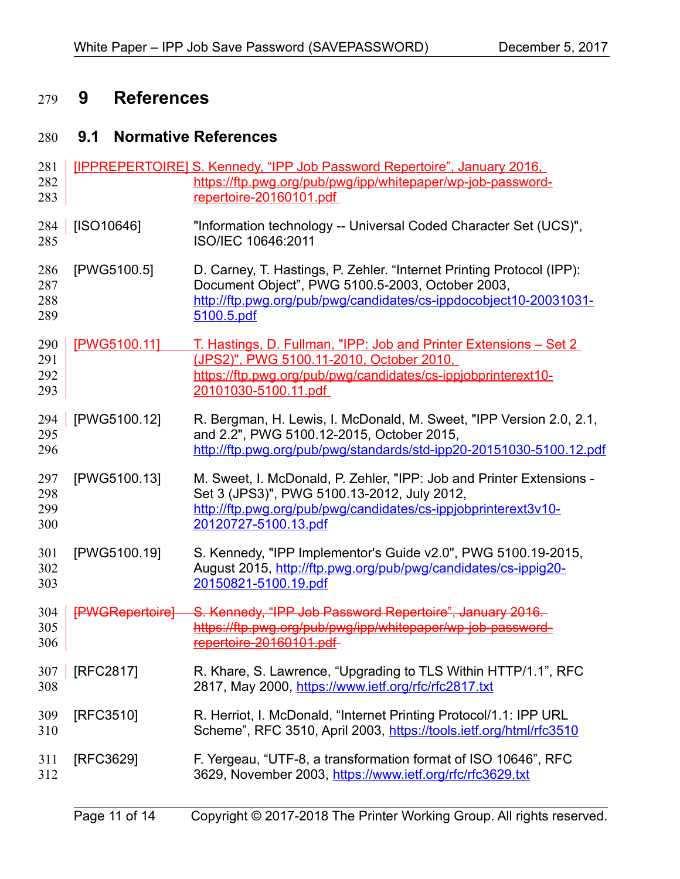# 9 References

## 9.1 Normative References

[IPPREPERTOIRE] S. Kennedy, "IPP Job Password Repertoire", January 2016, https://ftp.pwg.org/pub/pwg/ipp/whitepaper/wp-job-password-repertoire-20160101.pdf

[ISO10646] "Information technology -- Universal Coded Character Set (UCS)", ISO/IEC 10646:2011

[PWG5100.5] D. Carney, T. Hastings, P. Zehler. "Internet Printing Protocol (IPP): Document Object", PWG 5100.5-2003, October 2003, http://ftp.pwg.org/pub/pwg/candidates/cs-ippdocobject10-20031031-5100.5.pdf

[PWG5100.11] T. Hastings, D. Fullman, "IPP: Job and Printer Extensions – Set 2 (JPS2)", PWG 5100.11-2010, October 2010, https://ftp.pwg.org/pub/pwg/candidates/cs-ippjobprinterext10-20101030-5100.11.pdf

[PWG5100.12] R. Bergman, H. Lewis, I. McDonald, M. Sweet, "IPP Version 2.0, 2.1, and 2.2", PWG 5100.12-2015, October 2015, http://ftp.pwg.org/pub/pwg/standards/std-ipp20-20151030-5100.12.pdf

[PWG5100.13] M. Sweet, I. McDonald, P. Zehler, "IPP: Job and Printer Extensions - Set 3 (JPS3)", PWG 5100.13-2012, July 2012, http://ftp.pwg.org/pub/pwg/candidates/cs-ippjobprinterext3v10-20120727-5100.13.pdf

[PWG5100.19] S. Kennedy, "IPP Implementor's Guide v2.0", PWG 5100.19-2015, August 2015, http://ftp.pwg.org/pub/pwg/candidates/cs-ippig20-20150821-5100.19.pdf

~~[PWGRepertoire] S. Kennedy, "IPP Job Password Repertoire", January 2016. https://ftp.pwg.org/pub/pwg/ipp/whitepaper/wp-job-password-repertoire-20160101.pdf~~

[RFC2817] R. Khare, S. Lawrence, "Upgrading to TLS Within HTTP/1.1", RFC 2817, May 2000, https://www.ietf.org/rfc/rfc2817.txt

[RFC3510] R. Herriot, I. McDonald, "Internet Printing Protocol/1.1: IPP URL Scheme", RFC 3510, April 2003, https://tools.ietf.org/html/rfc3510

[RFC3629] F. Yergeau, "UTF-8, a transformation format of ISO 10646", RFC 3629, November 2003, https://www.ietf.org/rfc/rfc3629.txt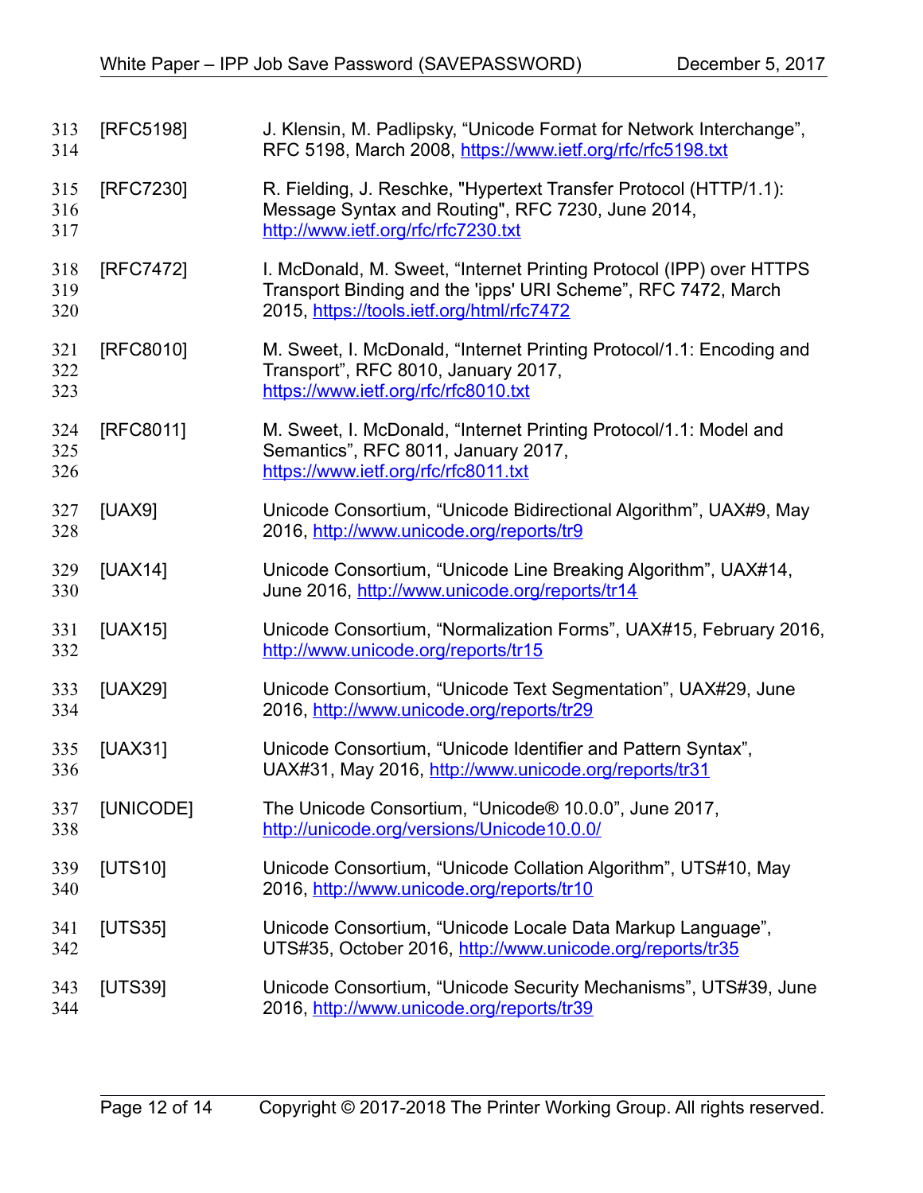[RFC5198] J. Klensin, M. Padlipsky, “Unicode Format for Network Interchange”, RFC 5198, March 2008, https://www.ietf.org/rfc/rfc5198.txt

[RFC7230] R. Fielding, J. Reschke, "Hypertext Transfer Protocol (HTTP/1.1): Message Syntax and Routing", RFC 7230, June 2014, http://www.ietf.org/rfc/rfc7230.txt

[RFC7472] I. McDonald, M. Sweet, “Internet Printing Protocol (IPP) over HTTPS Transport Binding and the 'ipps' URI Scheme”, RFC 7472, March 2015, https://tools.ietf.org/html/rfc7472

[RFC8010] M. Sweet, I. McDonald, “Internet Printing Protocol/1.1: Encoding and Transport”, RFC 8010, January 2017, https://www.ietf.org/rfc/rfc8010.txt

[RFC8011] M. Sweet, I. McDonald, “Internet Printing Protocol/1.1: Model and Semantics”, RFC 8011, January 2017, https://www.ietf.org/rfc/rfc8011.txt

[UAX9] Unicode Consortium, “Unicode Bidirectional Algorithm”, UAX#9, May 2016, http://www.unicode.org/reports/tr9

[UAX14] Unicode Consortium, “Unicode Line Breaking Algorithm”, UAX#14, June 2016, http://www.unicode.org/reports/tr14

[UAX15] Unicode Consortium, “Normalization Forms”, UAX#15, February 2016, http://www.unicode.org/reports/tr15

[UAX29] Unicode Consortium, “Unicode Text Segmentation”, UAX#29, June 2016, http://www.unicode.org/reports/tr29

[UAX31] Unicode Consortium, “Unicode Identifier and Pattern Syntax”, UAX#31, May 2016, http://www.unicode.org/reports/tr31

[UNICODE] The Unicode Consortium, “Unicode® 10.0.0”, June 2017, http://unicode.org/versions/Unicode10.0.0/

[UTS10] Unicode Consortium, “Unicode Collation Algorithm”, UTS#10, May 2016, http://www.unicode.org/reports/tr10

[UTS35] Unicode Consortium, “Unicode Locale Data Markup Language”, UTS#35, October 2016, http://www.unicode.org/reports/tr35

[UTS39] Unicode Consortium, “Unicode Security Mechanisms”, UTS#39, June 2016, http://www.unicode.org/reports/tr39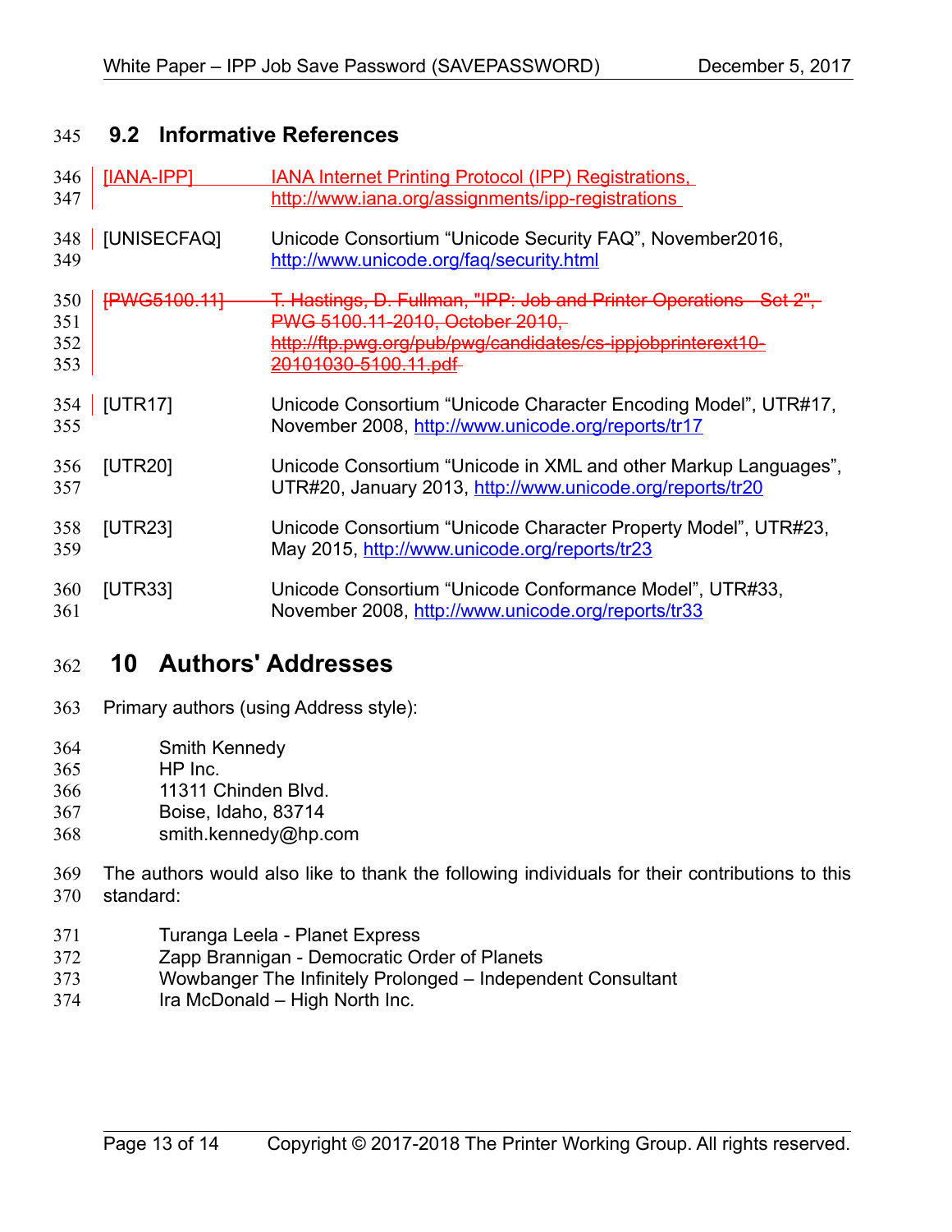### 9.2 Informative References

[IANA-IPP] IANA Internet Printing Protocol (IPP) Registrations, http://www.iana.org/assignments/ipp-registrations

[UNISECFAQ] Unicode Consortium "Unicode Security FAQ", November2016, http://www.unicode.org/faq/security.html

~~[PWG5100.11] T. Hastings, D. Fullman, "IPP: Job and Printer Operations - Set 2", PWG 5100.11-2010, October 2010, http://ftp.pwg.org/pub/pwg/candidates/cs-ippjobprinterext10-20101030-5100.11.pdf~~

[UTR17] Unicode Consortium "Unicode Character Encoding Model", UTR#17, November 2008, http://www.unicode.org/reports/tr17

[UTR20] Unicode Consortium "Unicode in XML and other Markup Languages", UTR#20, January 2013, http://www.unicode.org/reports/tr20

[UTR23] Unicode Consortium "Unicode Character Property Model", UTR#23, May 2015, http://www.unicode.org/reports/tr23

[UTR33] Unicode Consortium "Unicode Conformance Model", UTR#33, November 2008, http://www.unicode.org/reports/tr33

# 10 Authors' Addresses

Primary authors (using Address style):

Smith Kennedy
HP Inc.
11311 Chinden Blvd.
Boise, Idaho, 83714
smith.kennedy@hp.com

The authors would also like to thank the following individuals for their contributions to this standard:

Turanga Leela - Planet Express
Zapp Brannigan - Democratic Order of Planets
Wowbanger The Infinitely Prolonged – Independent Consultant
Ira McDonald – High North Inc.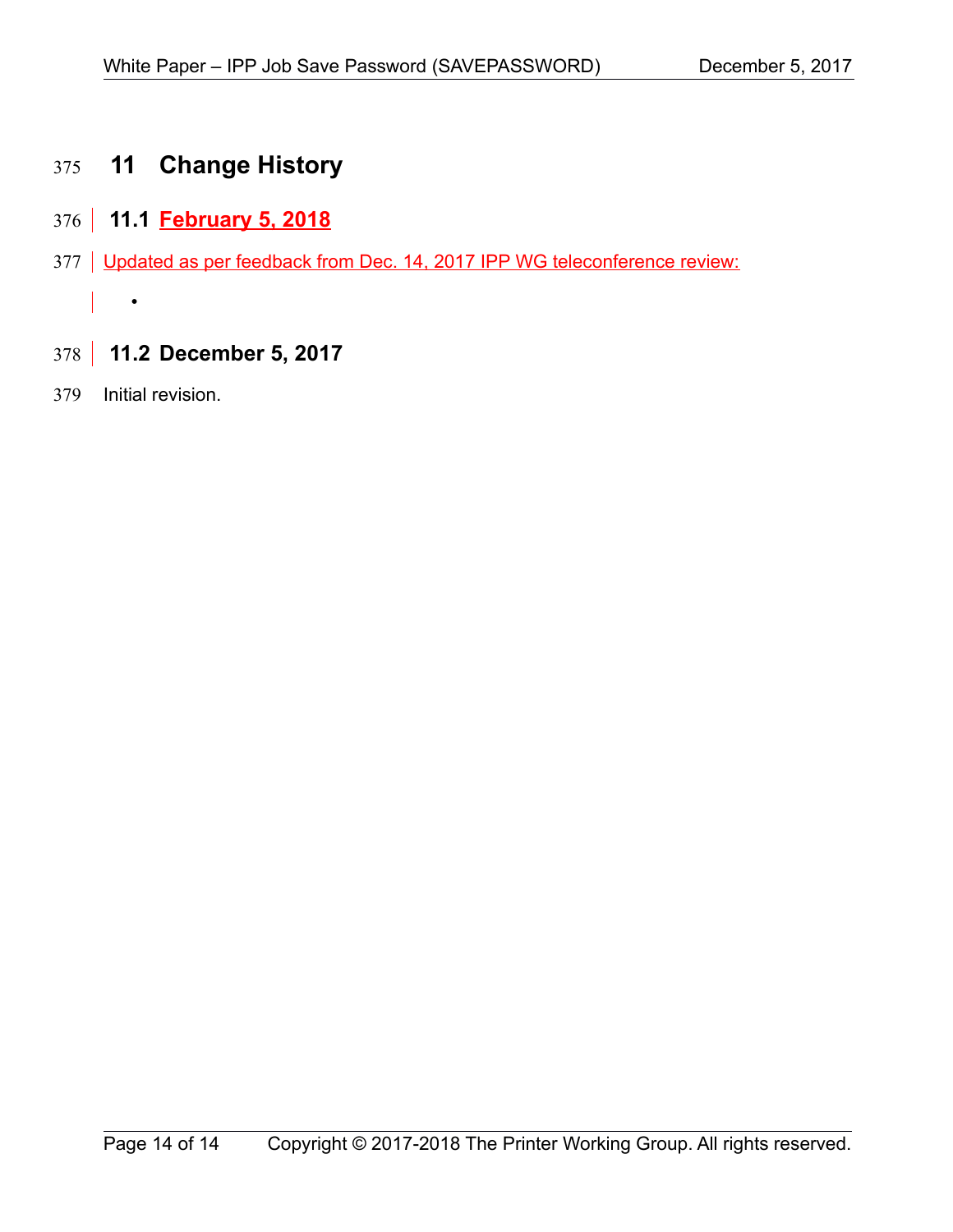# 11 Change History

## 11.1 February 5, 2018

Updated as per feedback from Dec. 14, 2017 IPP WG teleconference review:

- 

## 11.2 December 5, 2017

Initial revision.